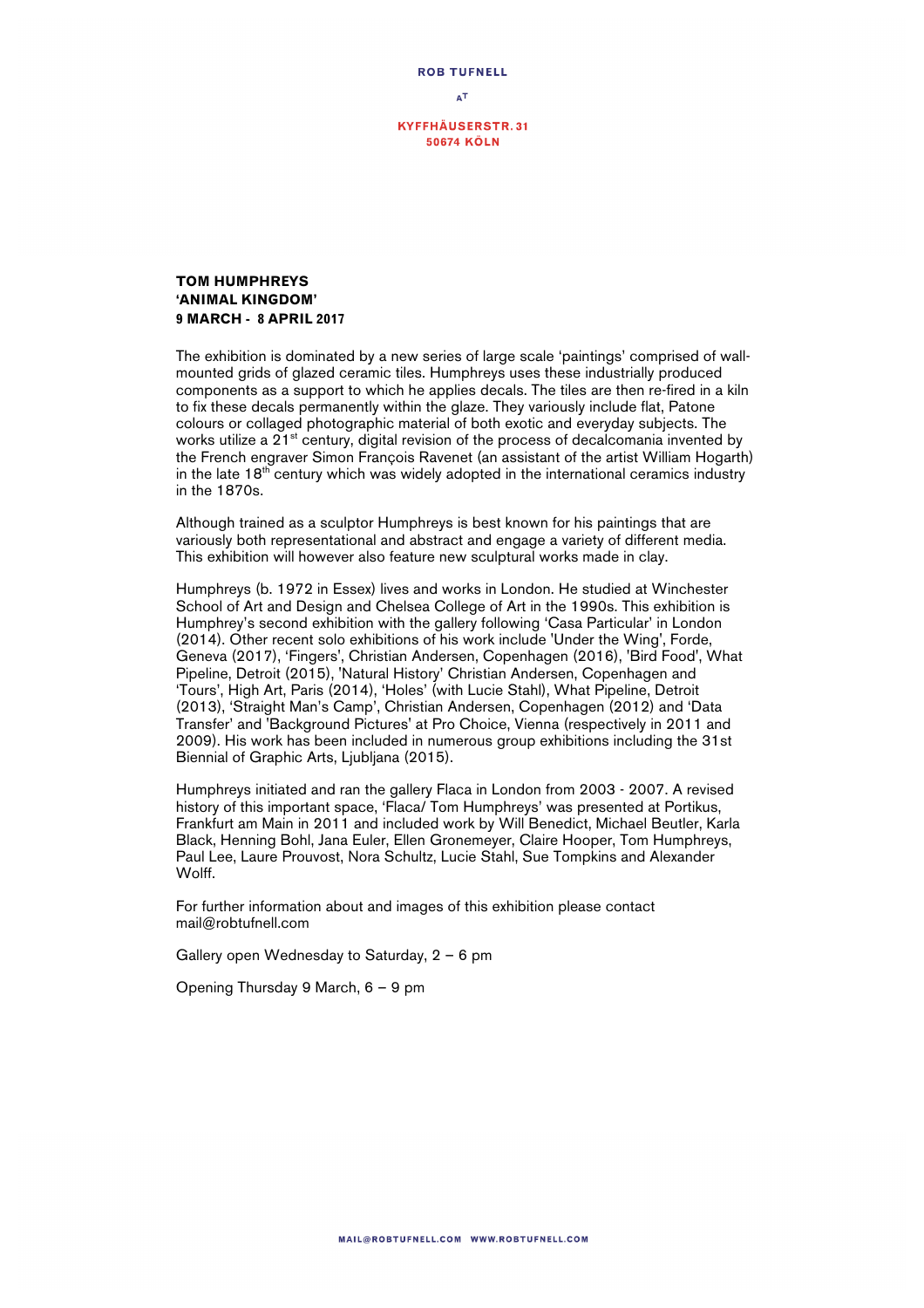**ROB TUFNELL**

AT

**KYFFHÄUSERSTR. 31**
**50674 KÖLN**

**TOM HUMPHREYS**
**'ANIMAL KINGDOM'**
**9 MARCH - 8 APRIL 2017**

The exhibition is dominated by a new series of large scale 'paintings' comprised of wall-mounted grids of glazed ceramic tiles. Humphreys uses these industrially produced components as a support to which he applies decals. The tiles are then re-fired in a kiln to fix these decals permanently within the glaze. They variously include flat, Patone colours or collaged photographic material of both exotic and everyday subjects. The works utilize a 21st century, digital revision of the process of decalcomania invented by the French engraver Simon François Ravenet (an assistant of the artist William Hogarth) in the late 18th century which was widely adopted in the international ceramics industry in the 1870s.

Although trained as a sculptor Humphreys is best known for his paintings that are variously both representational and abstract and engage a variety of different media. This exhibition will however also feature new sculptural works made in clay.

Humphreys (b. 1972 in Essex) lives and works in London. He studied at Winchester School of Art and Design and Chelsea College of Art in the 1990s. This exhibition is Humphrey's second exhibition with the gallery following 'Casa Particular' in London (2014). Other recent solo exhibitions of his work include 'Under the Wing', Forde, Geneva (2017), 'Fingers', Christian Andersen, Copenhagen (2016), 'Bird Food', What Pipeline, Detroit (2015), 'Natural History' Christian Andersen, Copenhagen and 'Tours', High Art, Paris (2014), 'Holes' (with Lucie Stahl), What Pipeline, Detroit (2013), 'Straight Man's Camp', Christian Andersen, Copenhagen (2012) and 'Data Transfer' and 'Background Pictures' at Pro Choice, Vienna (respectively in 2011 and 2009). His work has been included in numerous group exhibitions including the 31st Biennial of Graphic Arts, Ljubljana (2015).

Humphreys initiated and ran the gallery Flaca in London from 2003 - 2007. A revised history of this important space, 'Flaca/ Tom Humphreys' was presented at Portikus, Frankfurt am Main in 2011 and included work by Will Benedict, Michael Beutler, Karla Black, Henning Bohl, Jana Euler, Ellen Gronemeyer, Claire Hooper, Tom Humphreys, Paul Lee, Laure Prouvost, Nora Schultz, Lucie Stahl, Sue Tompkins and Alexander Wolff.

For further information about and images of this exhibition please contact mail@robtufnell.com

Gallery open Wednesday to Saturday, 2 – 6 pm

Opening Thursday 9 March, 6 – 9 pm

MAIL@ROBTUFNELL.COM WWW.ROBTUFNELL.COM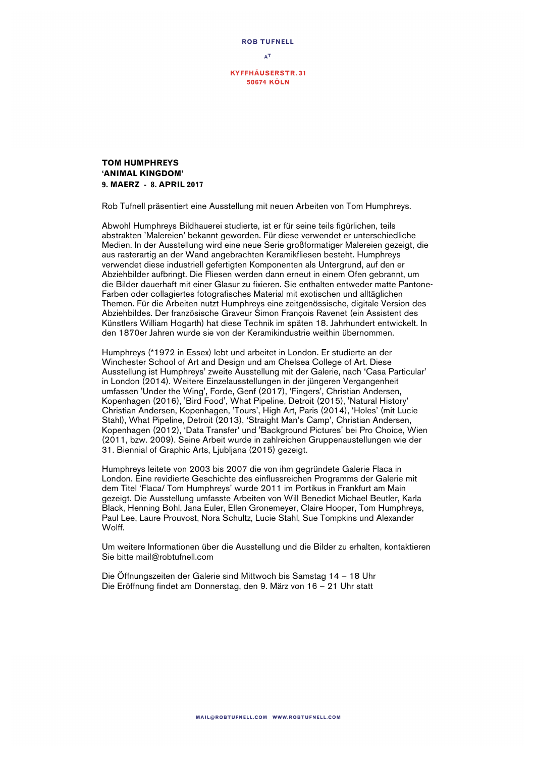**ROB TUFNELL**

AT

**KYFFHÄUSERSTR. 31**
**50674 KÖLN**

**TOM HUMPHREYS**
**'ANIMAL KINGDOM'**
**9. MAERZ - 8. APRIL 2017**

Rob Tufnell präsentiert eine Ausstellung mit neuen Arbeiten von Tom Humphreys.

Abwohl Humphreys Bildhauerei studierte, ist er für seine teils figürlichen, teils abstrakten 'Malereien' bekannt geworden. Für diese verwendet er unterschiedliche Medien. In der Ausstellung wird eine neue Serie großformatiger Malereien gezeigt, die aus rasterartig an der Wand angebrachten Keramikfliesen besteht. Humphreys verwendet diese industriell gefertigten Komponenten als Untergrund, auf den er Abziehbilder aufbringt. Die Fliesen werden dann erneut in einem Ofen gebrannt, um die Bilder dauerhaft mit einer Glasur zu fixieren. Sie enthalten entweder matte Pantone-Farben oder collagiertes fotografisches Material mit exotischen und alltäglichen Themen. Für die Arbeiten nutzt Humphreys eine zeitgenössische, digitale Version des Abziehbildes. Der französische Graveur Simon François Ravenet (ein Assistent des Künstlers William Hogarth) hat diese Technik im späten 18. Jahrhundert entwickelt. In den 1870er Jahren wurde sie von der Keramikindustrie weithin übernommen.

Humphreys (*1972 in Essex) lebt und arbeitet in London. Er studierte an der Winchester School of Art and Design und am Chelsea College of Art. Diese Ausstellung ist Humphreys' zweite Ausstellung mit der Galerie, nach 'Casa Particular' in London (2014). Weitere Einzelausstellungen in der jüngeren Vergangenheit umfassen 'Under the Wing', Forde, Genf (2017), 'Fingers', Christian Andersen, Kopenhagen (2016), 'Bird Food', What Pipeline, Detroit (2015), 'Natural History' Christian Andersen, Kopenhagen, 'Tours', High Art, Paris (2014), 'Holes' (mit Lucie Stahl), What Pipeline, Detroit (2013), 'Straight Man's Camp', Christian Andersen, Kopenhagen (2012), 'Data Transfer' und 'Background Pictures' bei Pro Choice, Wien (2011, bzw. 2009). Seine Arbeit wurde in zahlreichen Gruppenaustellungen wie der 31. Biennial of Graphic Arts, Ljubljana (2015) gezeigt.

Humphreys leitete von 2003 bis 2007 die von ihm gegründete Galerie Flaca in London. Eine revidierte Geschichte des einflussreichen Programms der Galerie mit dem Titel 'Flaca/ Tom Humphreys' wurde 2011 im Portikus in Frankfurt am Main gezeigt. Die Ausstellung umfasste Arbeiten von Will Benedict Michael Beutler, Karla Black, Henning Bohl, Jana Euler, Ellen Gronemeyer, Claire Hooper, Tom Humphreys, Paul Lee, Laure Prouvost, Nora Schultz, Lucie Stahl, Sue Tompkins und Alexander Wolff.

Um weitere Informationen über die Ausstellung und die Bilder zu erhalten, kontaktieren Sie bitte mail@robtufnell.com

Die Öffnungszeiten der Galerie sind Mittwoch bis Samstag 14 – 18 Uhr
Die Eröffnung findet am Donnerstag, den 9. März von 16 – 21 Uhr statt

MAIL@ROBTUFNELL.COM WWW.ROBTUFNELL.COM